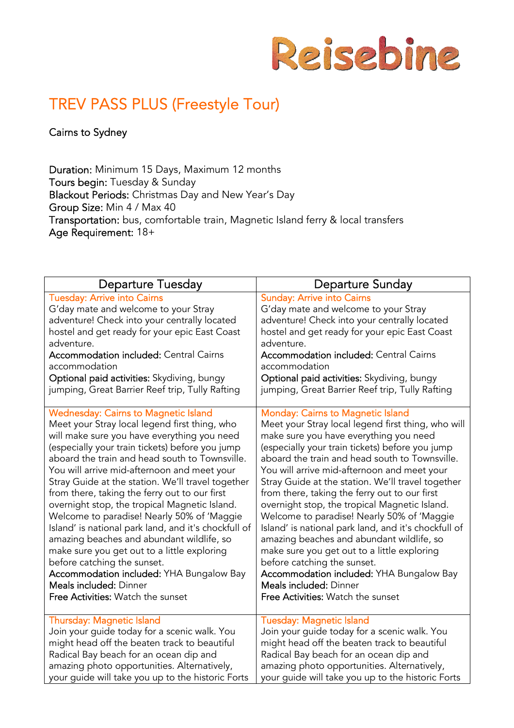Reisebine

# TREV PASS PLUS (Freestyle Tour)

Cairns to Sydney

Duration: Minimum 15 Days, Maximum 12 months
Tours begin: Tuesday & Sunday
Blackout Periods: Christmas Day and New Year's Day
Group Size: Min 4 / Max 40
Transportation: bus, comfortable train, Magnetic Island ferry & local transfers
Age Requirement: 18+

| Departure Tuesday | Departure Sunday |
|---|---|
| Tuesday: Arrive into Cairns<br>G'day mate and welcome to your Stray adventure! Check into your centrally located hostel and get ready for your epic East Coast adventure.<br>Accommodation included: Central Cairns accommodation<br>Optional paid activities: Skydiving, bungy jumping, Great Barrier Reef trip, Tully Rafting | Sunday: Arrive into Cairns<br>G'day mate and welcome to your Stray adventure! Check into your centrally located hostel and get ready for your epic East Coast adventure.<br>Accommodation included: Central Cairns accommodation<br>Optional paid activities: Skydiving, bungy jumping, Great Barrier Reef trip, Tully Rafting |
| Wednesday: Cairns to Magnetic Island<br>Meet your Stray local legend first thing, who will make sure you have everything you need (especially your train tickets) before you jump aboard the train and head south to Townsville. You will arrive mid-afternoon and meet your Stray Guide at the station. We'll travel together from there, taking the ferry out to our first overnight stop, the tropical Magnetic Island. Welcome to paradise! Nearly 50% of 'Maggie Island' is national park land, and it's chockfull of amazing beaches and abundant wildlife, so make sure you get out to a little exploring before catching the sunset.<br>Accommodation included: YHA Bungalow Bay<br>Meals included: Dinner<br>Free Activities: Watch the sunset | Monday: Cairns to Magnetic Island<br>Meet your Stray local legend first thing, who will make sure you have everything you need (especially your train tickets) before you jump aboard the train and head south to Townsville. You will arrive mid-afternoon and meet your Stray Guide at the station. We'll travel together from there, taking the ferry out to our first overnight stop, the tropical Magnetic Island. Welcome to paradise! Nearly 50% of 'Maggie Island' is national park land, and it's chockfull of amazing beaches and abundant wildlife, so make sure you get out to a little exploring before catching the sunset.<br>Accommodation included: YHA Bungalow Bay<br>Meals included: Dinner<br>Free Activities: Watch the sunset |
| Thursday: Magnetic Island<br>Join your guide today for a scenic walk. You might head off the beaten track to beautiful Radical Bay beach for an ocean dip and amazing photo opportunities. Alternatively, your guide will take you up to the historic Forts | Tuesday: Magnetic Island<br>Join your guide today for a scenic walk. You might head off the beaten track to beautiful Radical Bay beach for an ocean dip and amazing photo opportunities. Alternatively, your guide will take you up to the historic Forts |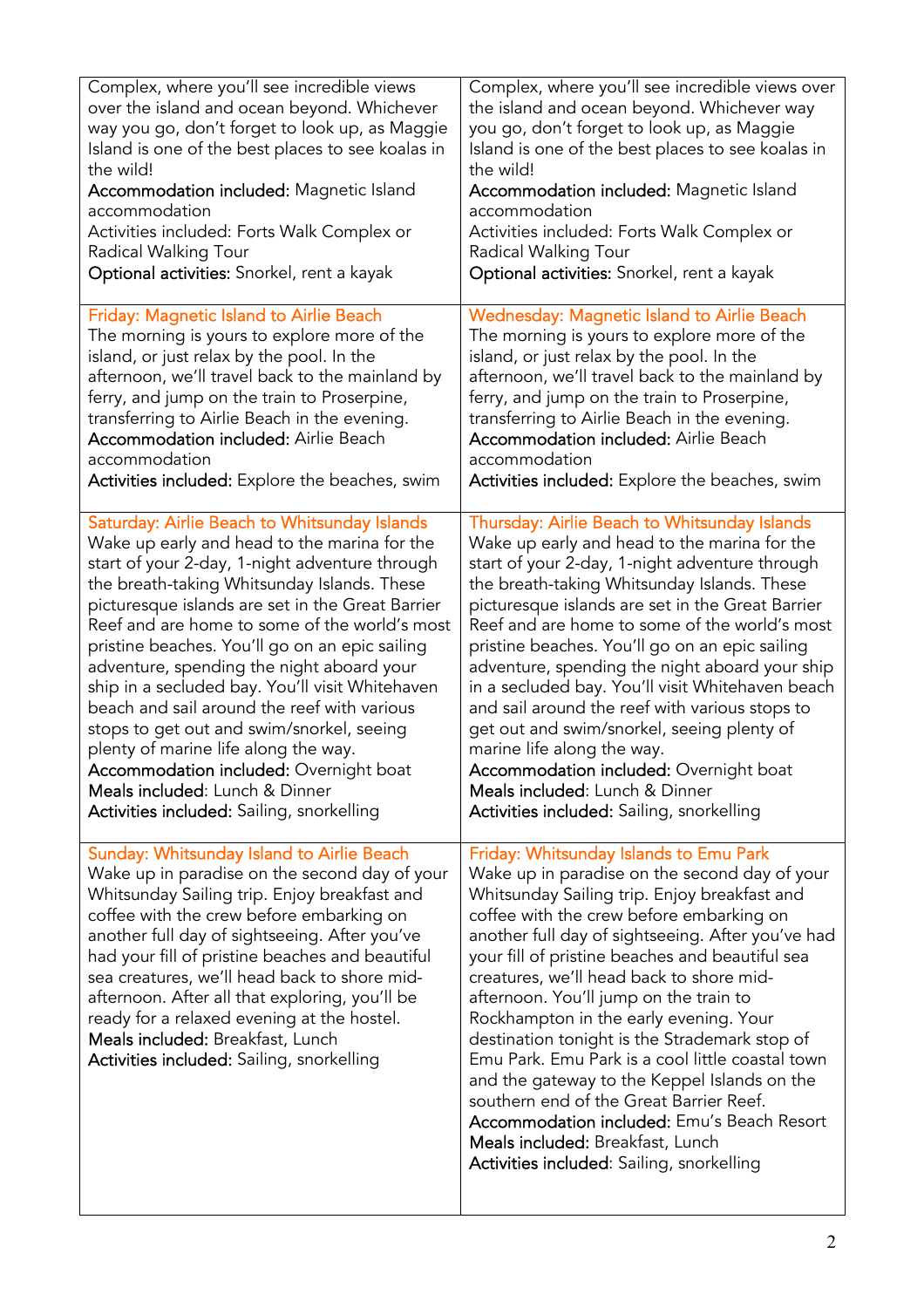| | |
|---|---|
| Complex, where you'll see incredible views over the island and ocean beyond. Whichever way you go, don't forget to look up, as Maggie Island is one of the best places to see koalas in the wild!<br>**Accommodation included:** Magnetic Island accommodation<br>Activities included: Forts Walk Complex or Radical Walking Tour<br>**Optional activities:** Snorkel, rent a kayak | Complex, where you'll see incredible views over the island and ocean beyond. Whichever way you go, don't forget to look up, as Maggie Island is one of the best places to see koalas in the wild!<br>**Accommodation included:** Magnetic Island accommodation<br>Activities included: Forts Walk Complex or Radical Walking Tour<br>**Optional activities:** Snorkel, rent a kayak |
| **Friday: Magnetic Island to Airlie Beach**<br>The morning is yours to explore more of the island, or just relax by the pool. In the afternoon, we'll travel back to the mainland by ferry, and jump on the train to Proserpine, transferring to Airlie Beach in the evening.<br>**Accommodation included:** Airlie Beach accommodation<br>**Activities included:** Explore the beaches, swim | **Wednesday: Magnetic Island to Airlie Beach**<br>The morning is yours to explore more of the island, or just relax by the pool. In the afternoon, we'll travel back to the mainland by ferry, and jump on the train to Proserpine, transferring to Airlie Beach in the evening.<br>**Accommodation included:** Airlie Beach accommodation<br>**Activities included:** Explore the beaches, swim |
| **Saturday: Airlie Beach to Whitsunday Islands**<br>Wake up early and head to the marina for the start of your 2-day, 1-night adventure through the breath-taking Whitsunday Islands. These picturesque islands are set in the Great Barrier Reef and are home to some of the world's most pristine beaches. You'll go on an epic sailing adventure, spending the night aboard your ship in a secluded bay. You'll visit Whitehaven beach and sail around the reef with various stops to get out and swim/snorkel, seeing plenty of marine life along the way.<br>**Accommodation included:** Overnight boat<br>**Meals included**: Lunch & Dinner<br>**Activities included:** Sailing, snorkelling | **Thursday: Airlie Beach to Whitsunday Islands**<br>Wake up early and head to the marina for the start of your 2-day, 1-night adventure through the breath-taking Whitsunday Islands. These picturesque islands are set in the Great Barrier Reef and are home to some of the world's most pristine beaches. You'll go on an epic sailing adventure, spending the night aboard your ship in a secluded bay. You'll visit Whitehaven beach and sail around the reef with various stops to get out and swim/snorkel, seeing plenty of marine life along the way.<br>**Accommodation included:** Overnight boat<br>**Meals included**: Lunch & Dinner<br>**Activities included:** Sailing, snorkelling |
| **Sunday: Whitsunday Island to Airlie Beach**<br>Wake up in paradise on the second day of your Whitsunday Sailing trip. Enjoy breakfast and coffee with the crew before embarking on another full day of sightseeing. After you've had your fill of pristine beaches and beautiful sea creatures, we'll head back to shore mid-afternoon. After all that exploring, you'll be ready for a relaxed evening at the hostel.<br>**Meals included:** Breakfast, Lunch<br>**Activities included:** Sailing, snorkelling | **Friday: Whitsunday Islands to Emu Park**<br>Wake up in paradise on the second day of your Whitsunday Sailing trip. Enjoy breakfast and coffee with the crew before embarking on another full day of sightseeing. After you've had your fill of pristine beaches and beautiful sea creatures, we'll head back to shore mid-afternoon. You'll jump on the train to Rockhampton in the early evening. Your destination tonight is the Strademark stop of Emu Park. Emu Park is a cool little coastal town and the gateway to the Keppel Islands on the southern end of the Great Barrier Reef.<br>**Accommodation included:** Emu's Beach Resort<br>**Meals included:** Breakfast, Lunch<br>**Activities included**: Sailing, snorkelling |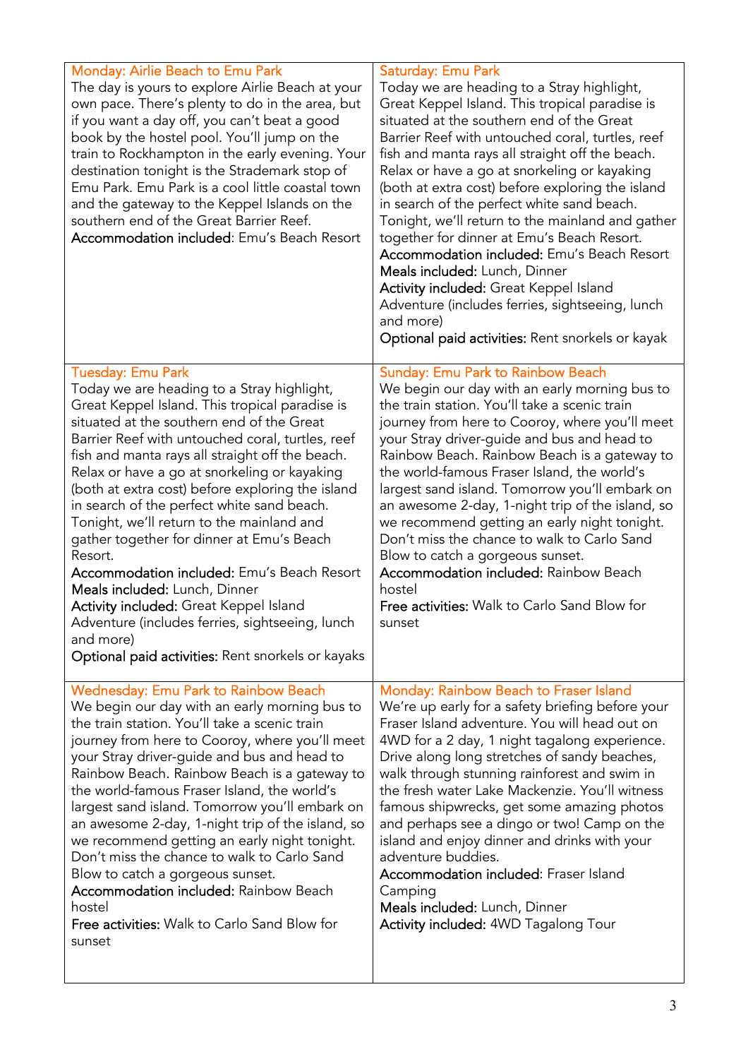### Monday: Airlie Beach to Emu Park

The day is yours to explore Airlie Beach at your own pace. There's plenty to do in the area, but if you want a day off, you can't beat a good book by the hostel pool. You'll jump on the train to Rockhampton in the early evening. Your destination tonight is the Strademark stop of Emu Park. Emu Park is a cool little coastal town and the gateway to the Keppel Islands on the southern end of the Great Barrier Reef.

**Accommodation included**: Emu's Beach Resort

### Tuesday: Emu Park

Today we are heading to a Stray highlight, Great Keppel Island. This tropical paradise is situated at the southern end of the Great Barrier Reef with untouched coral, turtles, reef fish and manta rays all straight off the beach. Relax or have a go at snorkeling or kayaking (both at extra cost) before exploring the island in search of the perfect white sand beach. Tonight, we'll return to the mainland and gather together for dinner at Emu's Beach Resort.

**Accommodation included:** Emu's Beach Resort

**Meals included:** Lunch, Dinner

**Activity included:** Great Keppel Island Adventure (includes ferries, sightseeing, lunch and more)

**Optional paid activities:** Rent snorkels or kayaks

### Wednesday: Emu Park to Rainbow Beach

We begin our day with an early morning bus to the train station. You'll take a scenic train journey from here to Cooroy, where you'll meet your Stray driver-guide and bus and head to Rainbow Beach. Rainbow Beach is a gateway to the world-famous Fraser Island, the world's largest sand island. Tomorrow you'll embark on an awesome 2-day, 1-night trip of the island, so we recommend getting an early night tonight. Don't miss the chance to walk to Carlo Sand Blow to catch a gorgeous sunset.

**Accommodation included:** Rainbow Beach hostel

**Free activities:** Walk to Carlo Sand Blow for sunset

### Saturday: Emu Park

Today we are heading to a Stray highlight, Great Keppel Island. This tropical paradise is situated at the southern end of the Great Barrier Reef with untouched coral, turtles, reef fish and manta rays all straight off the beach. Relax or have a go at snorkeling or kayaking (both at extra cost) before exploring the island in search of the perfect white sand beach. Tonight, we'll return to the mainland and gather together for dinner at Emu's Beach Resort.

**Accommodation included:** Emu's Beach Resort

**Meals included:** Lunch, Dinner

**Activity included:** Great Keppel Island Adventure (includes ferries, sightseeing, lunch and more)

**Optional paid activities:** Rent snorkels or kayak

### Sunday: Emu Park to Rainbow Beach

We begin our day with an early morning bus to the train station. You'll take a scenic train journey from here to Cooroy, where you'll meet your Stray driver-guide and bus and head to Rainbow Beach. Rainbow Beach is a gateway to the world-famous Fraser Island, the world's largest sand island. Tomorrow you'll embark on an awesome 2-day, 1-night trip of the island, so we recommend getting an early night tonight. Don't miss the chance to walk to Carlo Sand Blow to catch a gorgeous sunset.

**Accommodation included:** Rainbow Beach hostel

**Free activities:** Walk to Carlo Sand Blow for sunset

### Monday: Rainbow Beach to Fraser Island

We're up early for a safety briefing before your Fraser Island adventure. You will head out on 4WD for a 2 day, 1 night tagalong experience. Drive along long stretches of sandy beaches, walk through stunning rainforest and swim in the fresh water Lake Mackenzie. You'll witness famous shipwrecks, get some amazing photos and perhaps see a dingo or two! Camp on the island and enjoy dinner and drinks with your adventure buddies.

**Accommodation included**: Fraser Island Camping

**Meals included:** Lunch, Dinner

**Activity included:** 4WD Tagalong Tour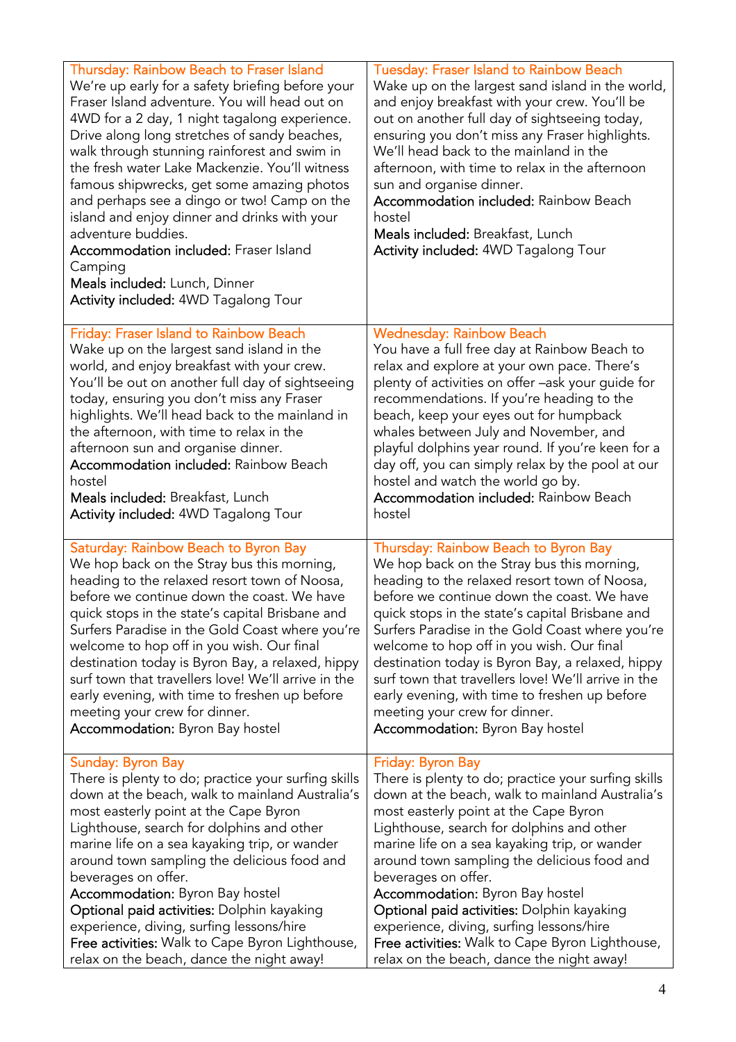| | |
|---|---|
| Thursday: Rainbow Beach to Fraser Island<br>We're up early for a safety briefing before your Fraser Island adventure. You will head out on 4WD for a 2 day, 1 night tagalong experience. Drive along long stretches of sandy beaches, walk through stunning rainforest and swim in the fresh water Lake Mackenzie. You'll witness famous shipwrecks, get some amazing photos and perhaps see a dingo or two! Camp on the island and enjoy dinner and drinks with your adventure buddies.<br>Accommodation included: Fraser Island Camping<br>Meals included: Lunch, Dinner<br>Activity included: 4WD Tagalong Tour | Tuesday: Fraser Island to Rainbow Beach<br>Wake up on the largest sand island in the world, and enjoy breakfast with your crew. You'll be out on another full day of sightseeing today, ensuring you don't miss any Fraser highlights. We'll head back to the mainland in the afternoon, with time to relax in the afternoon sun and organise dinner.<br>Accommodation included: Rainbow Beach hostel<br>Meals included: Breakfast, Lunch<br>Activity included: 4WD Tagalong Tour |
| Friday: Fraser Island to Rainbow Beach<br>Wake up on the largest sand island in the world, and enjoy breakfast with your crew. You'll be out on another full day of sightseeing today, ensuring you don't miss any Fraser highlights. We'll head back to the mainland in the afternoon, with time to relax in the afternoon sun and organise dinner.<br>Accommodation included: Rainbow Beach hostel<br>Meals included: Breakfast, Lunch<br>Activity included: 4WD Tagalong Tour | Wednesday: Rainbow Beach<br>You have a full free day at Rainbow Beach to relax and explore at your own pace. There's plenty of activities on offer –ask your guide for recommendations. If you're heading to the beach, keep your eyes out for humpback whales between July and November, and playful dolphins year round. If you're keen for a day off, you can simply relax by the pool at our hostel and watch the world go by.<br>Accommodation included: Rainbow Beach hostel |
| Saturday: Rainbow Beach to Byron Bay<br>We hop back on the Stray bus this morning, heading to the relaxed resort town of Noosa, before we continue down the coast. We have quick stops in the state's capital Brisbane and Surfers Paradise in the Gold Coast where you're welcome to hop off in you wish. Our final destination today is Byron Bay, a relaxed, hippy surf town that travellers love! We'll arrive in the early evening, with time to freshen up before meeting your crew for dinner.<br>Accommodation: Byron Bay hostel | Thursday: Rainbow Beach to Byron Bay<br>We hop back on the Stray bus this morning, heading to the relaxed resort town of Noosa, before we continue down the coast. We have quick stops in the state's capital Brisbane and Surfers Paradise in the Gold Coast where you're welcome to hop off in you wish. Our final destination today is Byron Bay, a relaxed, hippy surf town that travellers love! We'll arrive in the early evening, with time to freshen up before meeting your crew for dinner.<br>Accommodation: Byron Bay hostel |
| Sunday: Byron Bay<br>There is plenty to do; practice your surfing skills down at the beach, walk to mainland Australia's most easterly point at the Cape Byron Lighthouse, search for dolphins and other marine life on a sea kayaking trip, or wander around town sampling the delicious food and beverages on offer.<br>Accommodation: Byron Bay hostel<br>Optional paid activities: Dolphin kayaking experience, diving, surfing lessons/hire<br>Free activities: Walk to Cape Byron Lighthouse, relax on the beach, dance the night away! | Friday: Byron Bay<br>There is plenty to do; practice your surfing skills down at the beach, walk to mainland Australia's most easterly point at the Cape Byron Lighthouse, search for dolphins and other marine life on a sea kayaking trip, or wander around town sampling the delicious food and beverages on offer.<br>Accommodation: Byron Bay hostel<br>Optional paid activities: Dolphin kayaking experience, diving, surfing lessons/hire<br>Free activities: Walk to Cape Byron Lighthouse, relax on the beach, dance the night away! |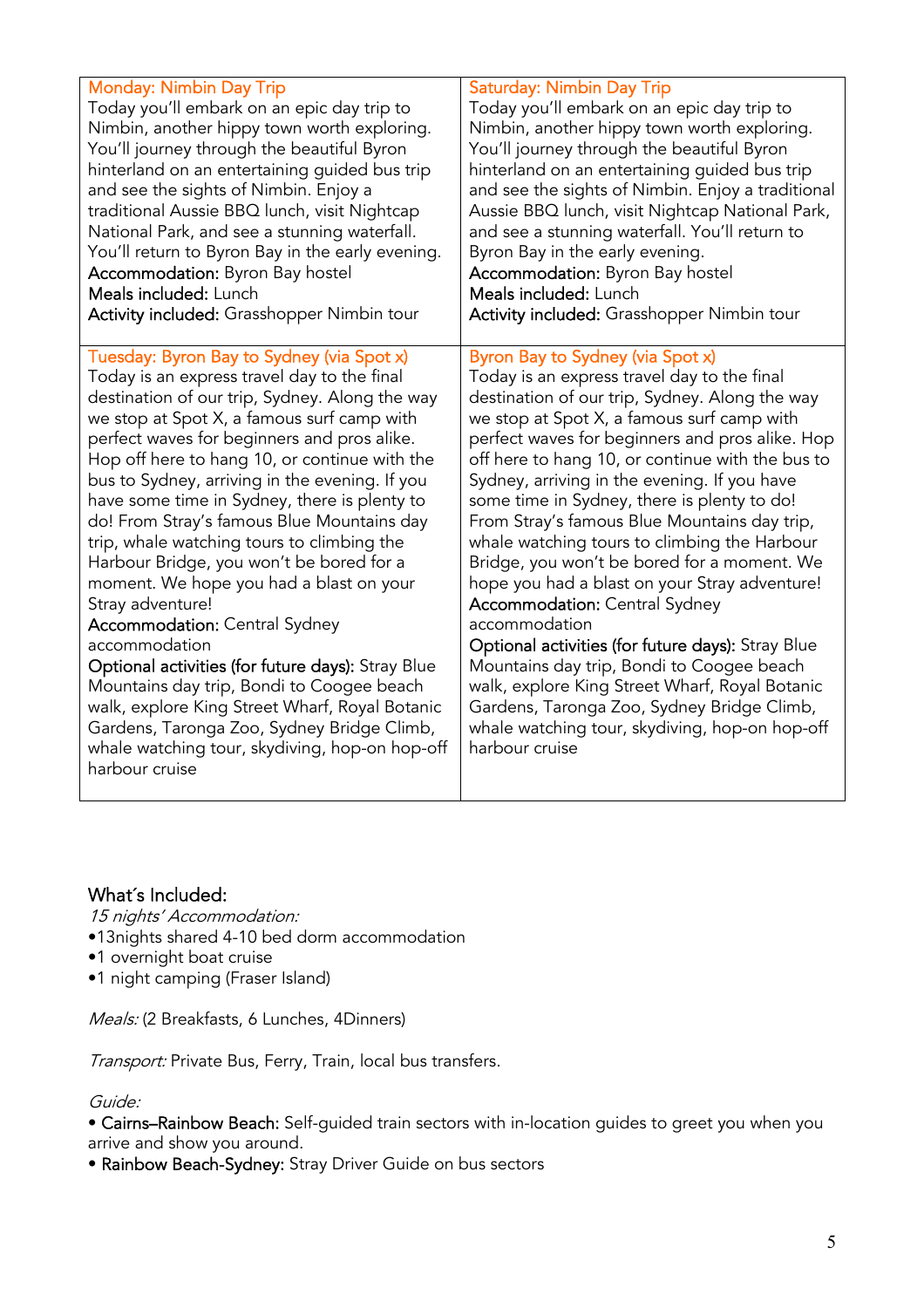| | |
|---|---|
| Monday: Nimbin Day Trip<br>Today you'll embark on an epic day trip to Nimbin, another hippy town worth exploring. You'll journey through the beautiful Byron hinterland on an entertaining guided bus trip and see the sights of Nimbin. Enjoy a traditional Aussie BBQ lunch, visit Nightcap National Park, and see a stunning waterfall. You'll return to Byron Bay in the early evening.<br>**Accommodation:** Byron Bay hostel<br>**Meals included:** Lunch<br>**Activity included:** Grasshopper Nimbin tour | Saturday: Nimbin Day Trip<br>Today you'll embark on an epic day trip to Nimbin, another hippy town worth exploring. You'll journey through the beautiful Byron hinterland on an entertaining guided bus trip and see the sights of Nimbin. Enjoy a traditional Aussie BBQ lunch, visit Nightcap National Park, and see a stunning waterfall. You'll return to Byron Bay in the early evening.<br>**Accommodation:** Byron Bay hostel<br>**Meals included:** Lunch<br>**Activity included:** Grasshopper Nimbin tour |
| Tuesday: Byron Bay to Sydney (via Spot x)<br>Today is an express travel day to the final destination of our trip, Sydney. Along the way we stop at Spot X, a famous surf camp with perfect waves for beginners and pros alike. Hop off here to hang 10, or continue with the bus to Sydney, arriving in the evening. If you have some time in Sydney, there is plenty to do! From Stray's famous Blue Mountains day trip, whale watching tours to climbing the Harbour Bridge, you won't be bored for a moment. We hope you had a blast on your Stray adventure!<br>**Accommodation:** Central Sydney accommodation<br>**Optional activities (for future days):** Stray Blue Mountains day trip, Bondi to Coogee beach walk, explore King Street Wharf, Royal Botanic Gardens, Taronga Zoo, Sydney Bridge Climb, whale watching tour, skydiving, hop-on hop-off harbour cruise | Byron Bay to Sydney (via Spot x)<br>Today is an express travel day to the final destination of our trip, Sydney. Along the way we stop at Spot X, a famous surf camp with perfect waves for beginners and pros alike. Hop off here to hang 10, or continue with the bus to Sydney, arriving in the evening. If you have some time in Sydney, there is plenty to do! From Stray's famous Blue Mountains day trip, whale watching tours to climbing the Harbour Bridge, you won't be bored for a moment. We hope you had a blast on your Stray adventure!<br>**Accommodation:** Central Sydney accommodation<br>**Optional activities (for future days):** Stray Blue Mountains day trip, Bondi to Coogee beach walk, explore King Street Wharf, Royal Botanic Gardens, Taronga Zoo, Sydney Bridge Climb, whale watching tour, skydiving, hop-on hop-off harbour cruise |

## What´s Included:

*15 nights' Accommodation:*

- 13nights shared 4-10 bed dorm accommodation
- 1 overnight boat cruise
- 1 night camping (Fraser Island)

*Meals:* (2 Breakfasts, 6 Lunches, 4Dinners)

*Transport:* Private Bus, Ferry, Train, local bus transfers.

*Guide:*

- **Cairns–Rainbow Beach:** Self-guided train sectors with in-location guides to greet you when you arrive and show you around.
- **Rainbow Beach-Sydney:** Stray Driver Guide on bus sectors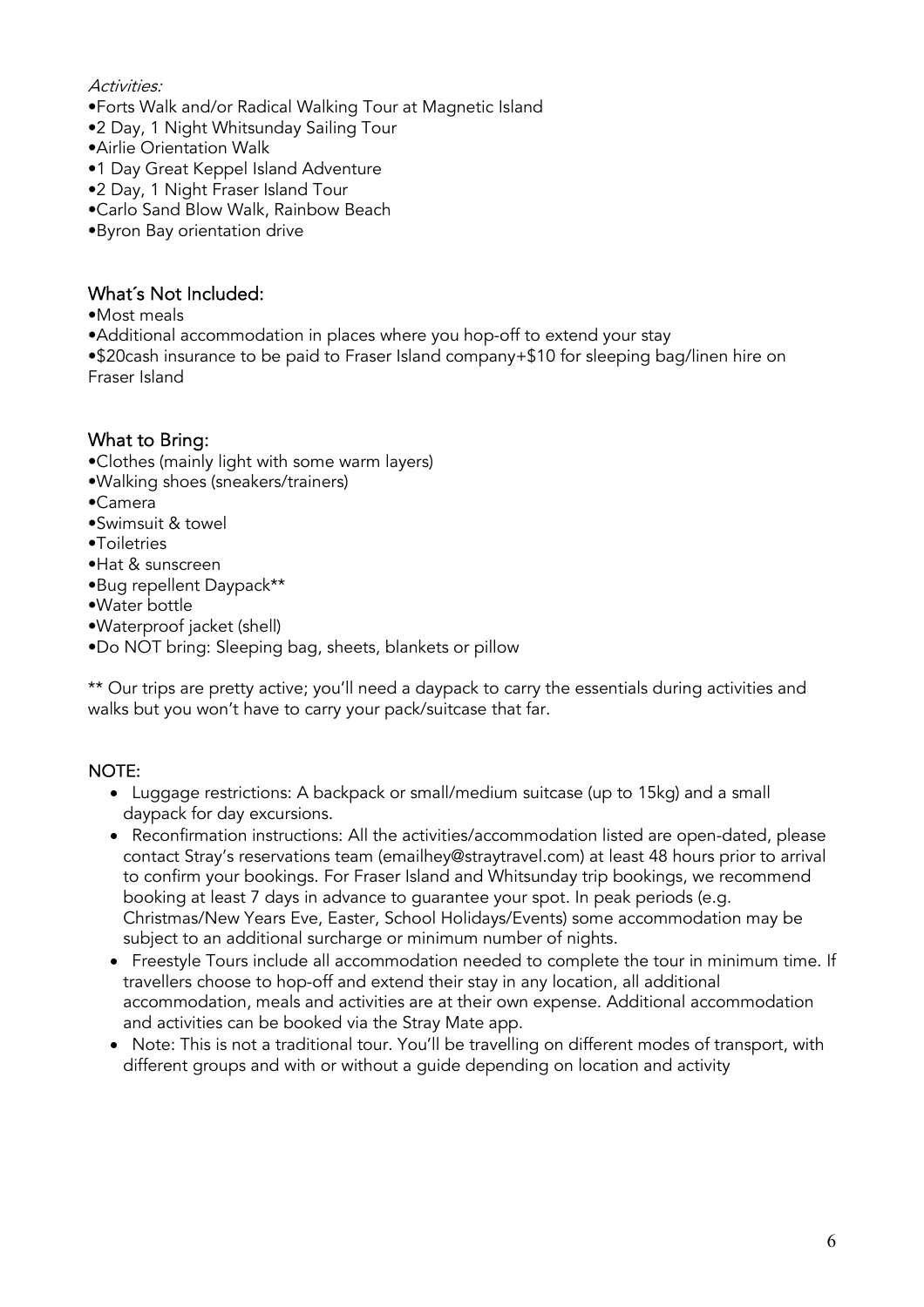*Activities:*

- Forts Walk and/or Radical Walking Tour at Magnetic Island
- 2 Day, 1 Night Whitsunday Sailing Tour
- Airlie Orientation Walk
- 1 Day Great Keppel Island Adventure
- 2 Day, 1 Night Fraser Island Tour
- Carlo Sand Blow Walk, Rainbow Beach
- Byron Bay orientation drive

## What´s Not Included:

- Most meals
- Additional accommodation in places where you hop-off to extend your stay
- $20cash insurance to be paid to Fraser Island company+$10 for sleeping bag/linen hire on Fraser Island

## What to Bring:

- Clothes (mainly light with some warm layers)
- Walking shoes (sneakers/trainers)
- Camera
- Swimsuit & towel
- Toiletries
- Hat & sunscreen
- Bug repellent Daypack**
- Water bottle
- Waterproof jacket (shell)
- Do NOT bring: Sleeping bag, sheets, blankets or pillow

** Our trips are pretty active; you'll need a daypack to carry the essentials during activities and walks but you won't have to carry your pack/suitcase that far.

## NOTE:

- Luggage restrictions: A backpack or small/medium suitcase (up to 15kg) and a small daypack for day excursions.
- Reconfirmation instructions: All the activities/accommodation listed are open-dated, please contact Stray's reservations team (emailhey@straytravel.com) at least 48 hours prior to arrival to confirm your bookings. For Fraser Island and Whitsunday trip bookings, we recommend booking at least 7 days in advance to guarantee your spot. In peak periods (e.g. Christmas/New Years Eve, Easter, School Holidays/Events) some accommodation may be subject to an additional surcharge or minimum number of nights.
- Freestyle Tours include all accommodation needed to complete the tour in minimum time. If travellers choose to hop-off and extend their stay in any location, all additional accommodation, meals and activities are at their own expense. Additional accommodation and activities can be booked via the Stray Mate app.
- Note: This is not a traditional tour. You'll be travelling on different modes of transport, with different groups and with or without a guide depending on location and activity